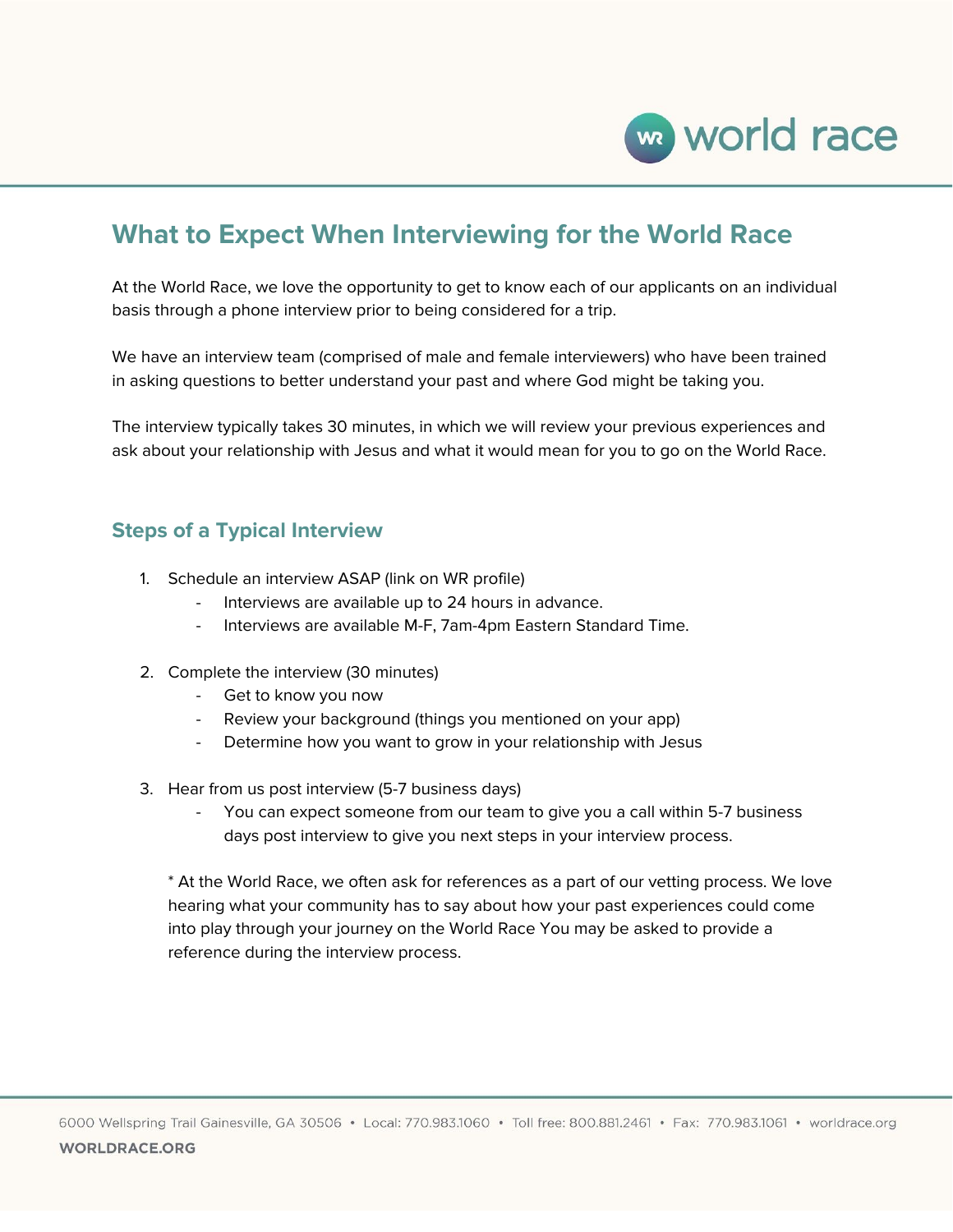# What to Expect When Interviewing for the World Race

At the World Race, we love the opportunity to get to know each of our applicants on an individual basis through a phone interview prior to being considered for a trip.

We have an interview team (comprised of male and female interviewers) who have been trained in asking questions to better understand your past and where God might be taking you.

The interview typically takes 30 minutes, in which we will review your previous experiences and ask about your relationship with Jesus and what it would mean for you to go on the World Race.

## Steps of a Typical Interview

1. Schedule an interview ASAP (link on WR profile)
   - Interviews are available up to 24 hours in advance.
   - Interviews are available M-F, 7am-4pm Eastern Standard Time.

2. Complete the interview (30 minutes)
   - Get to know you now
   - Review your background (things you mentioned on your app)
   - Determine how you want to grow in your relationship with Jesus

3. Hear from us post interview (5-7 business days)
   - You can expect someone from our team to give you a call within 5-7 business days post interview to give you next steps in your interview process.

   * At the World Race, we often ask for references as a part of our vetting process. We love hearing what your community has to say about how your past experiences could come into play through your journey on the World Race You may be asked to provide a reference during the interview process.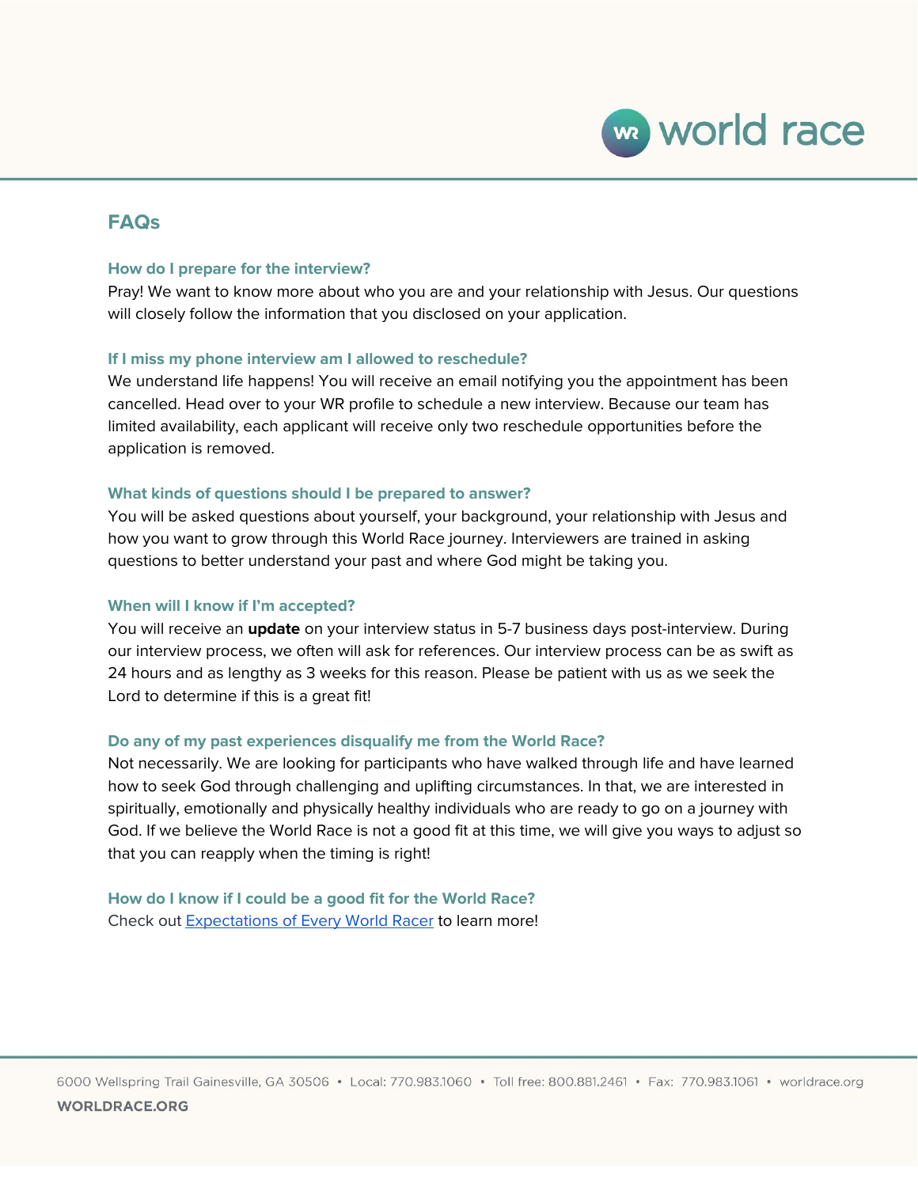## FAQs

### How do I prepare for the interview?

Pray! We want to know more about who you are and your relationship with Jesus. Our questions will closely follow the information that you disclosed on your application.

### If I miss my phone interview am I allowed to reschedule?

We understand life happens! You will receive an email notifying you the appointment has been cancelled. Head over to your WR profile to schedule a new interview. Because our team has limited availability, each applicant will receive only two reschedule opportunities before the application is removed.

### What kinds of questions should I be prepared to answer?

You will be asked questions about yourself, your background, your relationship with Jesus and how you want to grow through this World Race journey. Interviewers are trained in asking questions to better understand your past and where God might be taking you.

### When will I know if I'm accepted?

You will receive an **update** on your interview status in 5-7 business days post-interview. During our interview process, we often will ask for references. Our interview process can be as swift as 24 hours and as lengthy as 3 weeks for this reason. Please be patient with us as we seek the Lord to determine if this is a great fit!

### Do any of my past experiences disqualify me from the World Race?

Not necessarily. We are looking for participants who have walked through life and have learned how to seek God through challenging and uplifting circumstances. In that, we are interested in spiritually, emotionally and physically healthy individuals who are ready to go on a journey with God. If we believe the World Race is not a good fit at this time, we will give you ways to adjust so that you can reapply when the timing is right!

### How do I know if I could be a good fit for the World Race?

Check out [Expectations of Every World Racer] to learn more!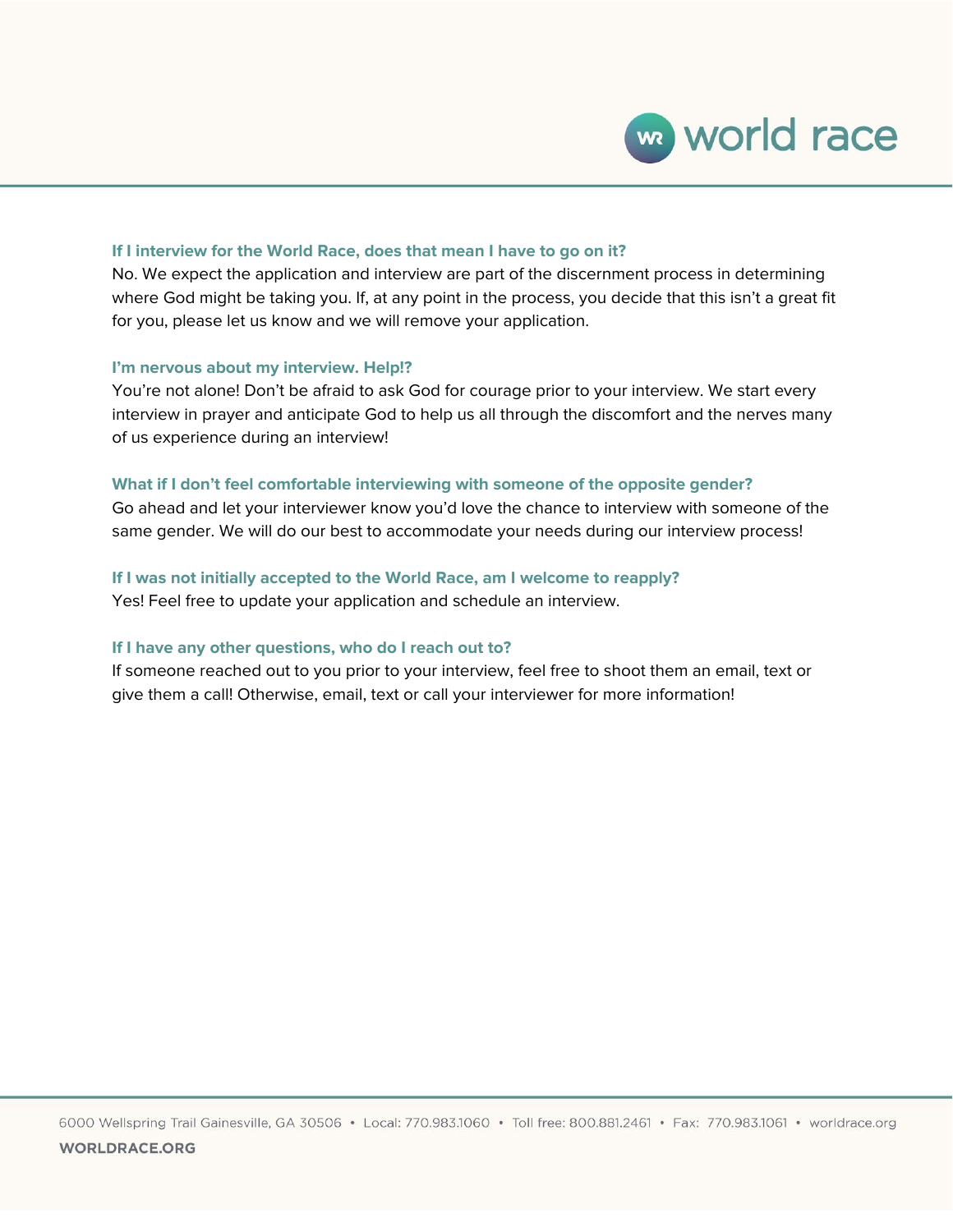### If I interview for the World Race, does that mean I have to go on it?

No. We expect the application and interview are part of the discernment process in determining where God might be taking you. If, at any point in the process, you decide that this isn't a great fit for you, please let us know and we will remove your application.

### I'm nervous about my interview. Help!?

You're not alone! Don't be afraid to ask God for courage prior to your interview. We start every interview in prayer and anticipate God to help us all through the discomfort and the nerves many of us experience during an interview!

### What if I don't feel comfortable interviewing with someone of the opposite gender?

Go ahead and let your interviewer know you'd love the chance to interview with someone of the same gender. We will do our best to accommodate your needs during our interview process!

### If I was not initially accepted to the World Race, am I welcome to reapply?

Yes! Feel free to update your application and schedule an interview.

### If I have any other questions, who do I reach out to?

If someone reached out to you prior to your interview, feel free to shoot them an email, text or give them a call! Otherwise, email, text or call your interviewer for more information!